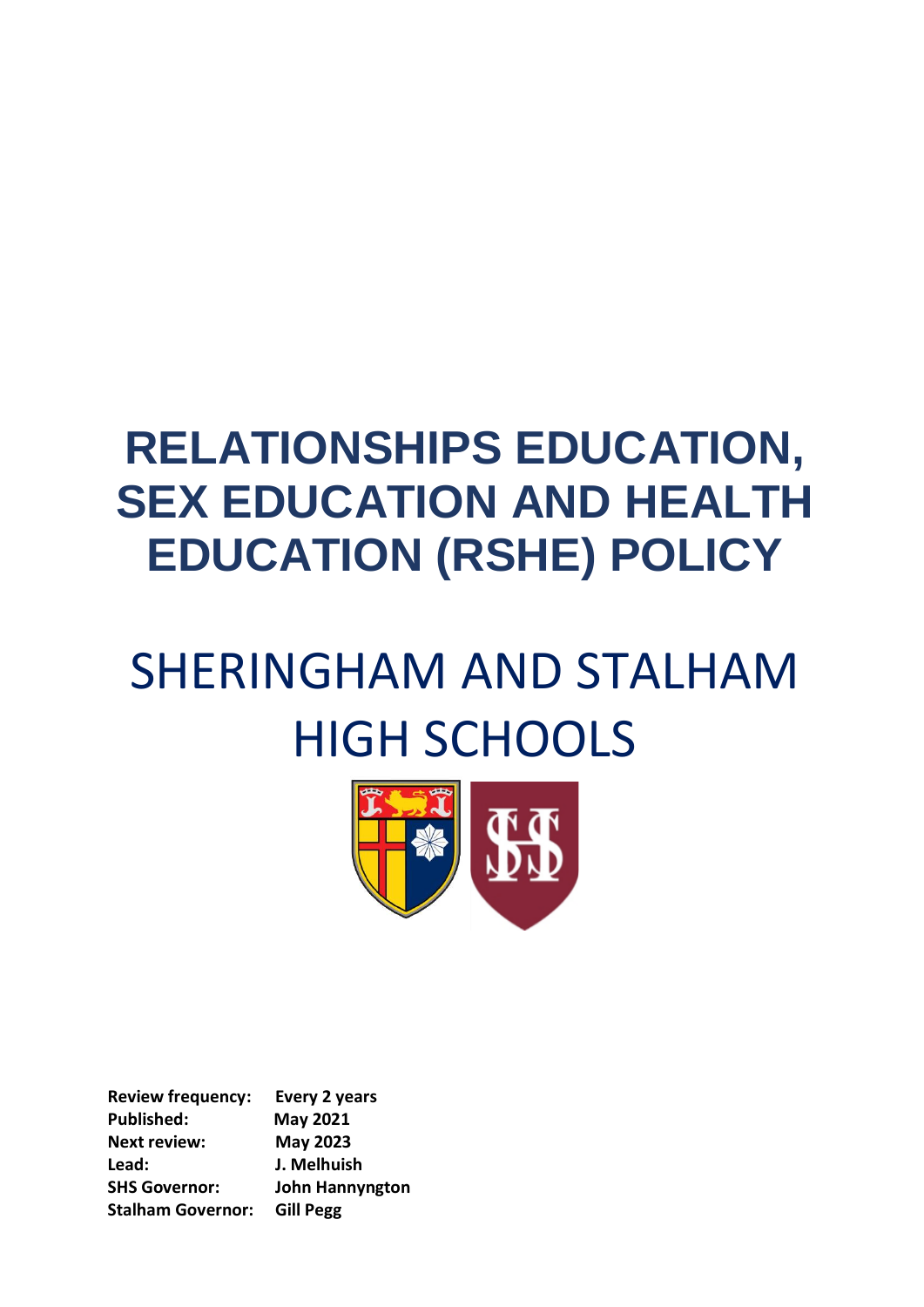# RELATIONSHIPS EDUCATION, SEX EDUCATION AND HEALTH EDUCATION (RSHE) POLICY

## SHERINGHAM AND STALHAM HIGH SCHOOLS

**Review frequency:** Every 2 years
**Published:** May 2021
**Next review:** May 2023
**Lead:** J. Melhuish
**SHS Governor:** John Hannyngton
**Stalham Governor:** Gill Pegg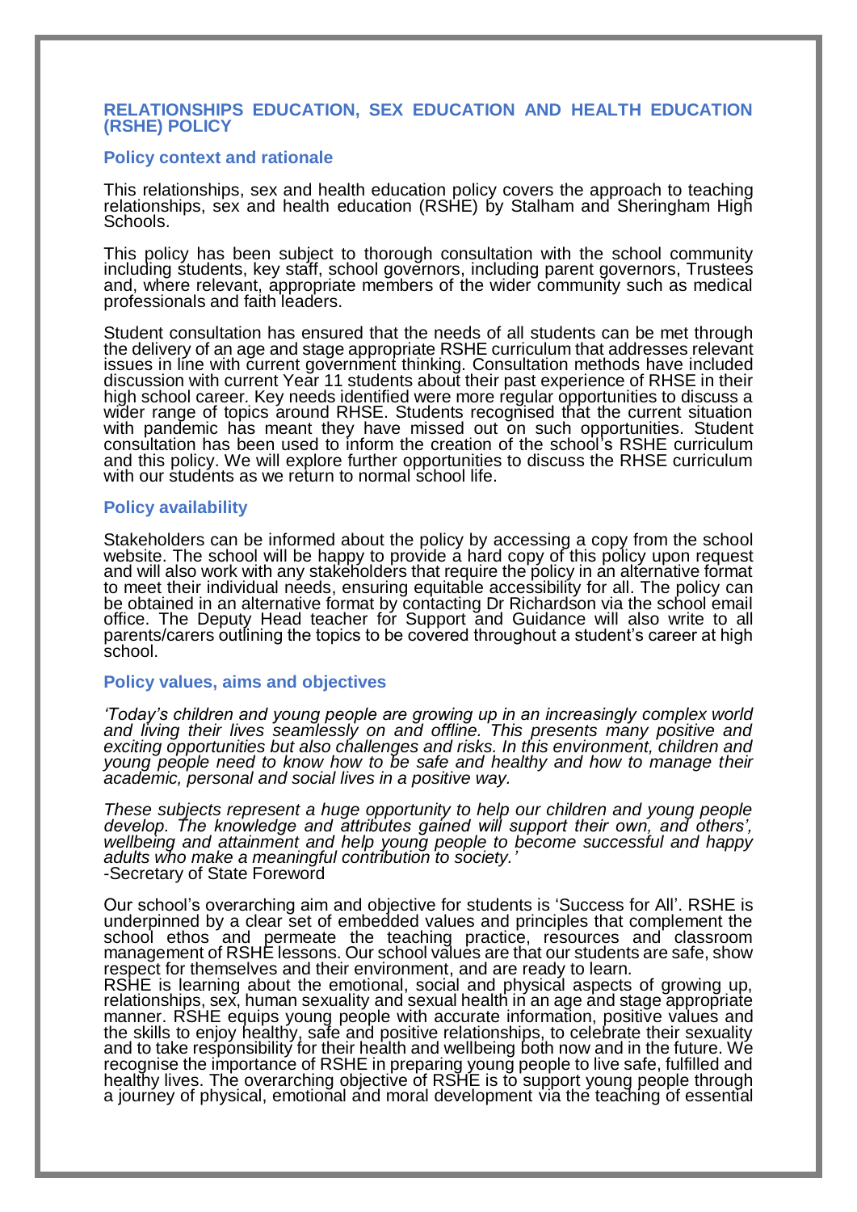## RELATIONSHIPS EDUCATION, SEX EDUCATION AND HEALTH EDUCATION (RSHE) POLICY

### Policy context and rationale

This relationships, sex and health education policy covers the approach to teaching relationships, sex and health education (RSHE) by Stalham and Sheringham High Schools.

This policy has been subject to thorough consultation with the school community including students, key staff, school governors, including parent governors, Trustees and, where relevant, appropriate members of the wider community such as medical professionals and faith leaders.

Student consultation has ensured that the needs of all students can be met through the delivery of an age and stage appropriate RSHE curriculum that addresses relevant issues in line with current government thinking. Consultation methods have included discussion with current Year 11 students about their past experience of RHSE in their high school career. Key needs identified were more regular opportunities to discuss a wider range of topics around RHSE. Students recognised that the current situation with pandemic has meant they have missed out on such opportunities. Student consultation has been used to inform the creation of the school's RSHE curriculum and this policy. We will explore further opportunities to discuss the RHSE curriculum with our students as we return to normal school life.

### Policy availability

Stakeholders can be informed about the policy by accessing a copy from the school website. The school will be happy to provide a hard copy of this policy upon request and will also work with any stakeholders that require the policy in an alternative format to meet their individual needs, ensuring equitable accessibility for all. The policy can be obtained in an alternative format by contacting Dr Richardson via the school email office. The Deputy Head teacher for Support and Guidance will also write to all parents/carers outlining the topics to be covered throughout a student's career at high school.

### Policy values, aims and objectives

*'Today's children and young people are growing up in an increasingly complex world and living their lives seamlessly on and offline. This presents many positive and exciting opportunities but also challenges and risks. In this environment, children and young people need to know how to be safe and healthy and how to manage their academic, personal and social lives in a positive way.*

*These subjects represent a huge opportunity to help our children and young people develop. The knowledge and attributes gained will support their own, and others', wellbeing and attainment and help young people to become successful and happy adults who make a meaningful contribution to society.'*
-Secretary of State Foreword

Our school's overarching aim and objective for students is 'Success for All'. RSHE is underpinned by a clear set of embedded values and principles that complement the school ethos and permeate the teaching practice, resources and classroom management of RSHE lessons. Our school values are that our students are safe, show respect for themselves and their environment, and are ready to learn.
RSHE is learning about the emotional, social and physical aspects of growing up, relationships, sex, human sexuality and sexual health in an age and stage appropriate manner. RSHE equips young people with accurate information, positive values and the skills to enjoy healthy, safe and positive relationships, to celebrate their sexuality and to take responsibility for their health and wellbeing both now and in the future. We recognise the importance of RSHE in preparing young people to live safe, fulfilled and healthy lives. The overarching objective of RSHE is to support young people through a journey of physical, emotional and moral development via the teaching of essential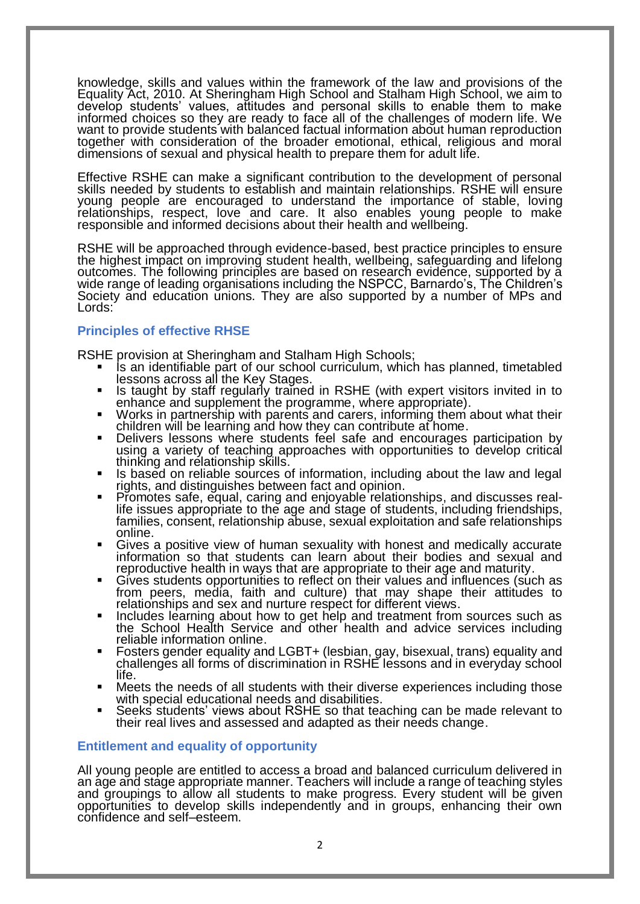knowledge, skills and values within the framework of the law and provisions of the Equality Act, 2010. At Sheringham High School and Stalham High School, we aim to develop students' values, attitudes and personal skills to enable them to make informed choices so they are ready to face all of the challenges of modern life. We want to provide students with balanced factual information about human reproduction together with consideration of the broader emotional, ethical, religious and moral dimensions of sexual and physical health to prepare them for adult life.

Effective RSHE can make a significant contribution to the development of personal skills needed by students to establish and maintain relationships. RSHE will ensure young people are encouraged to understand the importance of stable, loving relationships, respect, love and care. It also enables young people to make responsible and informed decisions about their health and wellbeing.

RSHE will be approached through evidence-based, best practice principles to ensure the highest impact on improving student health, wellbeing, safeguarding and lifelong outcomes. The following principles are based on research evidence, supported by a wide range of leading organisations including the NSPCC, Barnardo's, The Children's Society and education unions. They are also supported by a number of MPs and Lords:

### Principles of effective RHSE

RSHE provision at Sheringham and Stalham High Schools;

- Is an identifiable part of our school curriculum, which has planned, timetabled lessons across all the Key Stages.
- Is taught by staff regularly trained in RSHE (with expert visitors invited in to enhance and supplement the programme, where appropriate).
- Works in partnership with parents and carers, informing them about what their children will be learning and how they can contribute at home.
- Delivers lessons where students feel safe and encourages participation by using a variety of teaching approaches with opportunities to develop critical thinking and relationship skills.
- Is based on reliable sources of information, including about the law and legal rights, and distinguishes between fact and opinion.
- Promotes safe, equal, caring and enjoyable relationships, and discusses real-life issues appropriate to the age and stage of students, including friendships, families, consent, relationship abuse, sexual exploitation and safe relationships online.
- Gives a positive view of human sexuality with honest and medically accurate information so that students can learn about their bodies and sexual and reproductive health in ways that are appropriate to their age and maturity.
- Gives students opportunities to reflect on their values and influences (such as from peers, media, faith and culture) that may shape their attitudes to relationships and sex and nurture respect for different views.
- Includes learning about how to get help and treatment from sources such as the School Health Service and other health and advice services including reliable information online.
- Fosters gender equality and LGBT+ (lesbian, gay, bisexual, trans) equality and challenges all forms of discrimination in RSHE lessons and in everyday school life.
- Meets the needs of all students with their diverse experiences including those with special educational needs and disabilities.
- Seeks students' views about RSHE so that teaching can be made relevant to their real lives and assessed and adapted as their needs change.

### Entitlement and equality of opportunity

All young people are entitled to access a broad and balanced curriculum delivered in an age and stage appropriate manner. Teachers will include a range of teaching styles and groupings to allow all students to make progress. Every student will be given opportunities to develop skills independently and in groups, enhancing their own confidence and self–esteem.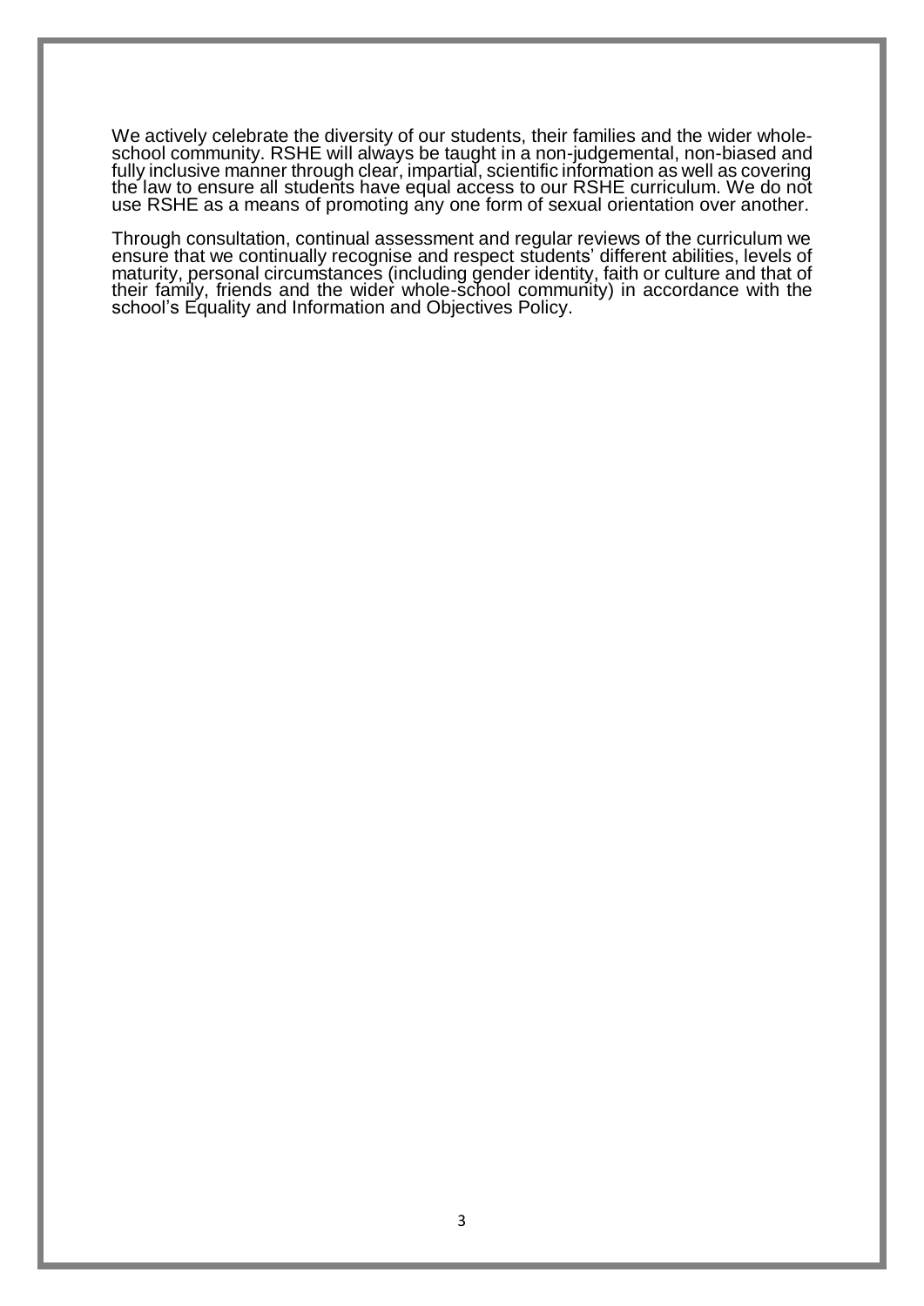We actively celebrate the diversity of our students, their families and the wider whole-school community. RSHE will always be taught in a non-judgemental, non-biased and fully inclusive manner through clear, impartial, scientific information as well as covering the law to ensure all students have equal access to our RSHE curriculum. We do not use RSHE as a means of promoting any one form of sexual orientation over another.

Through consultation, continual assessment and regular reviews of the curriculum we ensure that we continually recognise and respect students' different abilities, levels of maturity, personal circumstances (including gender identity, faith or culture and that of their family, friends and the wider whole-school community) in accordance with the school's Equality and Information and Objectives Policy.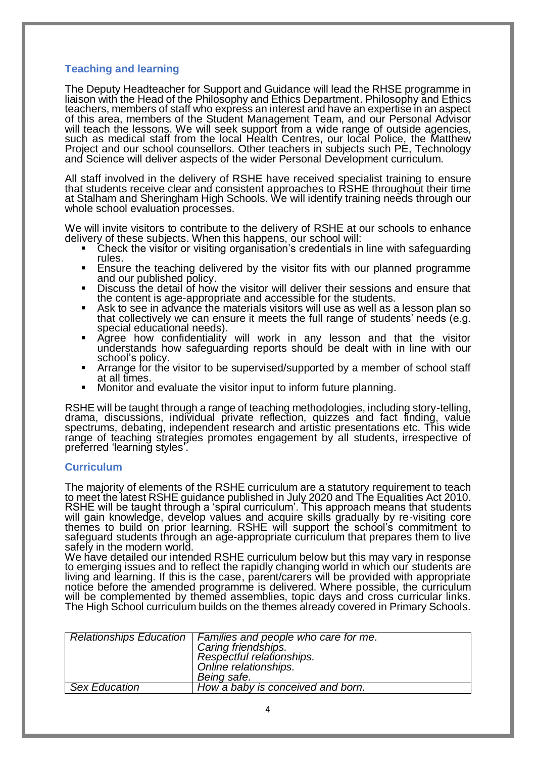## Teaching and learning

The Deputy Headteacher for Support and Guidance will lead the RHSE programme in liaison with the Head of the Philosophy and Ethics Department. Philosophy and Ethics teachers, members of staff who express an interest and have an expertise in an aspect of this area, members of the Student Management Team, and our Personal Advisor will teach the lessons. We will seek support from a wide range of outside agencies, such as medical staff from the local Health Centres, our local Police, the Matthew Project and our school counsellors. Other teachers in subjects such PE, Technology and Science will deliver aspects of the wider Personal Development curriculum.

All staff involved in the delivery of RSHE have received specialist training to ensure that students receive clear and consistent approaches to RSHE throughout their time at Stalham and Sheringham High Schools. We will identify training needs through our whole school evaluation processes.

We will invite visitors to contribute to the delivery of RSHE at our schools to enhance delivery of these subjects. When this happens, our school will:

- Check the visitor or visiting organisation's credentials in line with safeguarding rules.
- Ensure the teaching delivered by the visitor fits with our planned programme and our published policy.
- Discuss the detail of how the visitor will deliver their sessions and ensure that the content is age-appropriate and accessible for the students.
- Ask to see in advance the materials visitors will use as well as a lesson plan so that collectively we can ensure it meets the full range of students' needs (e.g. special educational needs).
- Agree how confidentiality will work in any lesson and that the visitor understands how safeguarding reports should be dealt with in line with our school's policy.
- Arrange for the visitor to be supervised/supported by a member of school staff at all times.
- Monitor and evaluate the visitor input to inform future planning.

RSHE will be taught through a range of teaching methodologies, including story-telling, drama, discussions, individual private reflection, quizzes and fact finding, value spectrums, debating, independent research and artistic presentations etc. This wide range of teaching strategies promotes engagement by all students, irrespective of preferred 'learning styles'.

## Curriculum

The majority of elements of the RSHE curriculum are a statutory requirement to teach to meet the latest RSHE guidance published in July 2020 and The Equalities Act 2010. RSHE will be taught through a 'spiral curriculum'. This approach means that students will gain knowledge, develop values and acquire skills gradually by re-visiting core themes to build on prior learning. RSHE will support the school's commitment to safeguard students through an age-appropriate curriculum that prepares them to live safely in the modern world.

We have detailed our intended RSHE curriculum below but this may vary in response to emerging issues and to reflect the rapidly changing world in which our students are living and learning. If this is the case, parent/carers will be provided with appropriate notice before the amended programme is delivered. Where possible, the curriculum will be complemented by themed assemblies, topic days and cross curricular links. The High School curriculum builds on the themes already covered in Primary Schools.

| | |
|---|---|
| *Relationships Education* | *Families and people who care for me.*<br>*Caring friendships.*<br>*Respectful relationships.*<br>*Online relationships.*<br>*Being safe.* |
| *Sex Education* | *How a baby is conceived and born.* |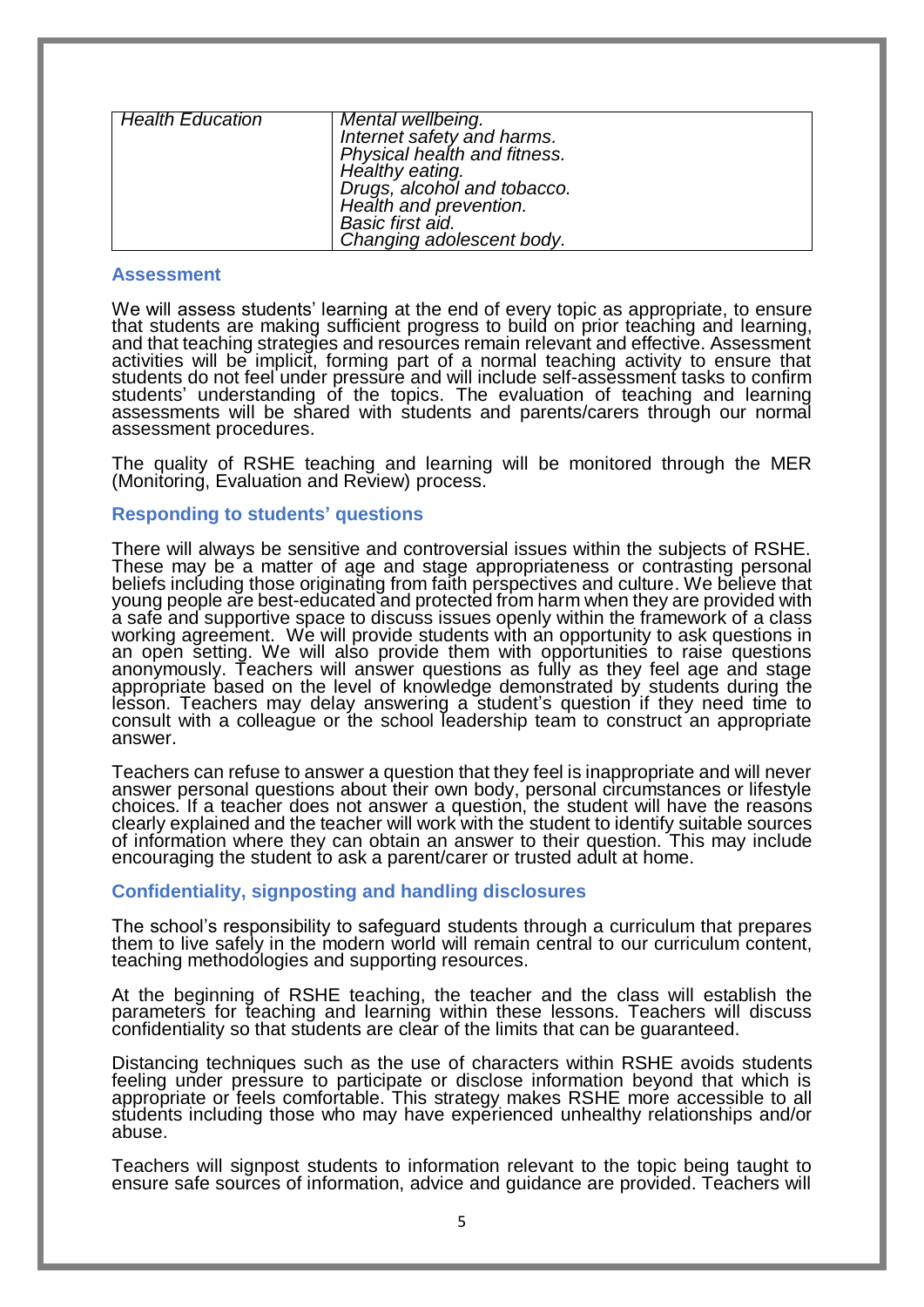| *Health Education* | *Mental wellbeing.*<br>*Internet safety and harms.*<br>*Physical health and fitness.*<br>*Healthy eating.*<br>*Drugs, alcohol and tobacco.*<br>*Health and prevention.*<br>*Basic first aid.*<br>*Changing adolescent body.* |
|---|---|

### Assessment

We will assess students' learning at the end of every topic as appropriate, to ensure that students are making sufficient progress to build on prior teaching and learning, and that teaching strategies and resources remain relevant and effective. Assessment activities will be implicit, forming part of a normal teaching activity to ensure that students do not feel under pressure and will include self-assessment tasks to confirm students' understanding of the topics. The evaluation of teaching and learning assessments will be shared with students and parents/carers through our normal assessment procedures.

The quality of RSHE teaching and learning will be monitored through the MER (Monitoring, Evaluation and Review) process.

### Responding to students' questions

There will always be sensitive and controversial issues within the subjects of RSHE. These may be a matter of age and stage appropriateness or contrasting personal beliefs including those originating from faith perspectives and culture. We believe that young people are best-educated and protected from harm when they are provided with a safe and supportive space to discuss issues openly within the framework of a class working agreement. We will provide students with an opportunity to ask questions in an open setting. We will also provide them with opportunities to raise questions anonymously. Teachers will answer questions as fully as they feel age and stage appropriate based on the level of knowledge demonstrated by students during the lesson. Teachers may delay answering a student's question if they need time to consult with a colleague or the school leadership team to construct an appropriate answer.

Teachers can refuse to answer a question that they feel is inappropriate and will never answer personal questions about their own body, personal circumstances or lifestyle choices. If a teacher does not answer a question, the student will have the reasons clearly explained and the teacher will work with the student to identify suitable sources of information where they can obtain an answer to their question. This may include encouraging the student to ask a parent/carer or trusted adult at home.

### Confidentiality, signposting and handling disclosures

The school's responsibility to safeguard students through a curriculum that prepares them to live safely in the modern world will remain central to our curriculum content, teaching methodologies and supporting resources.

At the beginning of RSHE teaching, the teacher and the class will establish the parameters for teaching and learning within these lessons. Teachers will discuss confidentiality so that students are clear of the limits that can be guaranteed.

Distancing techniques such as the use of characters within RSHE avoids students feeling under pressure to participate or disclose information beyond that which is appropriate or feels comfortable. This strategy makes RSHE more accessible to all students including those who may have experienced unhealthy relationships and/or abuse.

Teachers will signpost students to information relevant to the topic being taught to ensure safe sources of information, advice and guidance are provided. Teachers will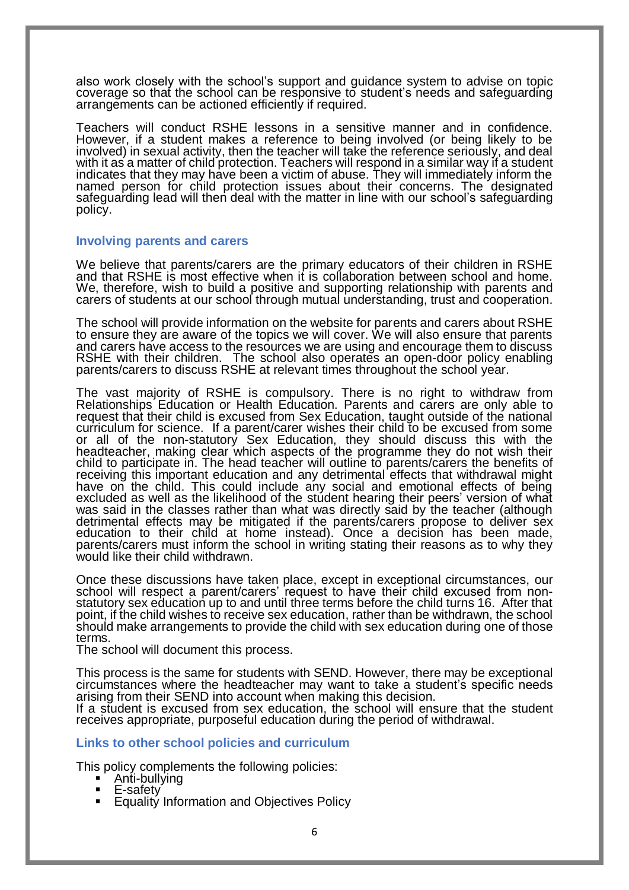also work closely with the school's support and guidance system to advise on topic coverage so that the school can be responsive to student's needs and safeguarding arrangements can be actioned efficiently if required.

Teachers will conduct RSHE lessons in a sensitive manner and in confidence. However, if a student makes a reference to being involved (or being likely to be involved) in sexual activity, then the teacher will take the reference seriously, and deal with it as a matter of child protection. Teachers will respond in a similar way if a student indicates that they may have been a victim of abuse. They will immediately inform the named person for child protection issues about their concerns. The designated safeguarding lead will then deal with the matter in line with our school's safeguarding policy.

### Involving parents and carers

We believe that parents/carers are the primary educators of their children in RSHE and that RSHE is most effective when it is collaboration between school and home. We, therefore, wish to build a positive and supporting relationship with parents and carers of students at our school through mutual understanding, trust and cooperation.

The school will provide information on the website for parents and carers about RSHE to ensure they are aware of the topics we will cover. We will also ensure that parents and carers have access to the resources we are using and encourage them to discuss RSHE with their children. The school also operates an open-door policy enabling parents/carers to discuss RSHE at relevant times throughout the school year.

The vast majority of RSHE is compulsory. There is no right to withdraw from Relationships Education or Health Education. Parents and carers are only able to request that their child is excused from Sex Education, taught outside of the national curriculum for science. If a parent/carer wishes their child to be excused from some or all of the non-statutory Sex Education, they should discuss this with the headteacher, making clear which aspects of the programme they do not wish their child to participate in. The head teacher will outline to parents/carers the benefits of receiving this important education and any detrimental effects that withdrawal might have on the child. This could include any social and emotional effects of being excluded as well as the likelihood of the student hearing their peers' version of what was said in the classes rather than what was directly said by the teacher (although detrimental effects may be mitigated if the parents/carers propose to deliver sex education to their child at home instead). Once a decision has been made, parents/carers must inform the school in writing stating their reasons as to why they would like their child withdrawn.

Once these discussions have taken place, except in exceptional circumstances, our school will respect a parent/carers' request to have their child excused from non-statutory sex education up to and until three terms before the child turns 16. After that point, if the child wishes to receive sex education, rather than be withdrawn, the school should make arrangements to provide the child with sex education during one of those terms.
The school will document this process.

This process is the same for students with SEND. However, there may be exceptional circumstances where the headteacher may want to take a student's specific needs arising from their SEND into account when making this decision.
If a student is excused from sex education, the school will ensure that the student receives appropriate, purposeful education during the period of withdrawal.

### Links to other school policies and curriculum

This policy complements the following policies:

- Anti-bullying
- E-safety
- Equality Information and Objectives Policy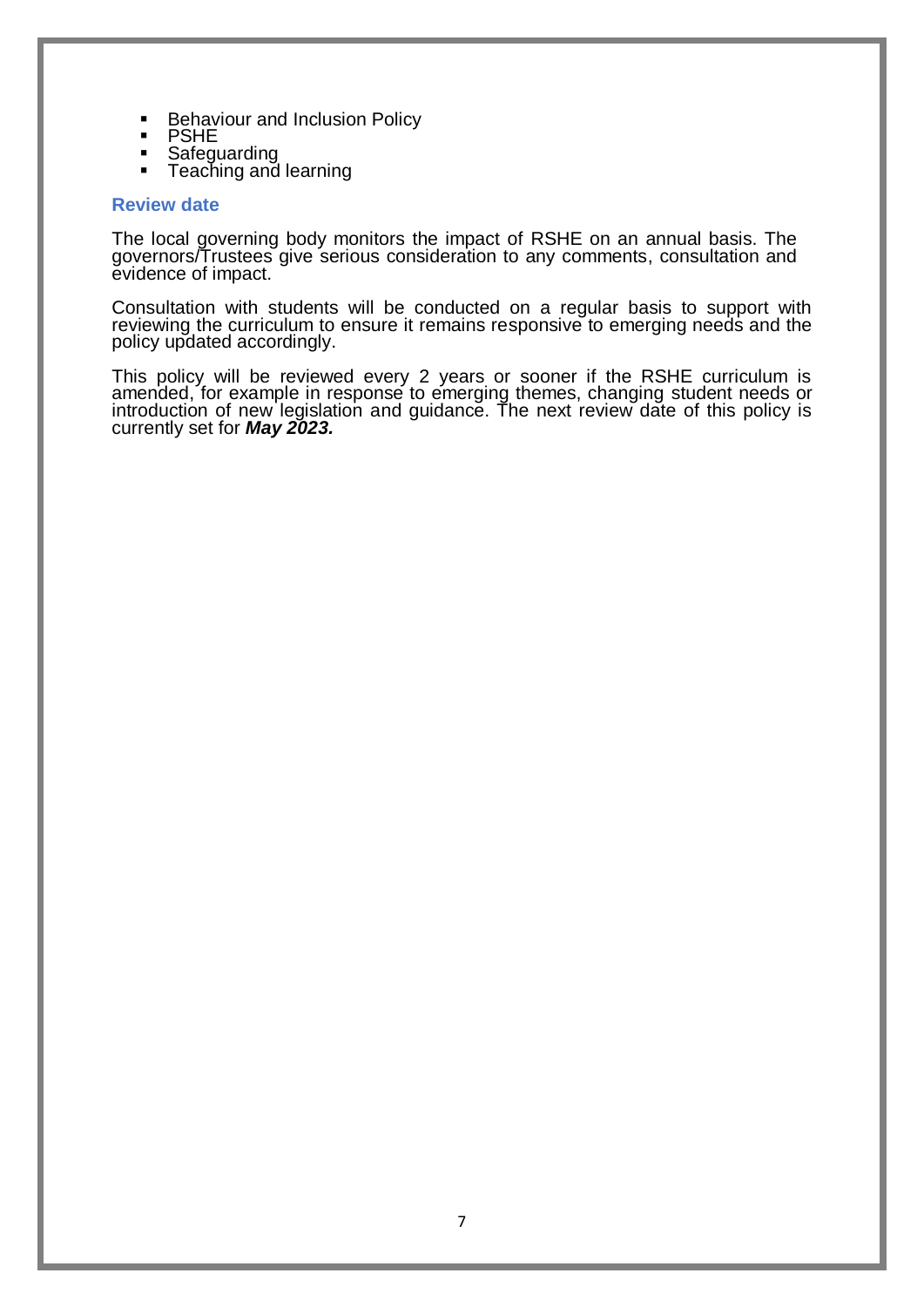- Behaviour and Inclusion Policy
- PSHE
- Safeguarding
- Teaching and learning

## Review date

The local governing body monitors the impact of RSHE on an annual basis. The governors/Trustees give serious consideration to any comments, consultation and evidence of impact.

Consultation with students will be conducted on a regular basis to support with reviewing the curriculum to ensure it remains responsive to emerging needs and the policy updated accordingly.

This policy will be reviewed every 2 years or sooner if the RSHE curriculum is amended, for example in response to emerging themes, changing student needs or introduction of new legislation and guidance. The next review date of this policy is currently set for ***May 2023.***